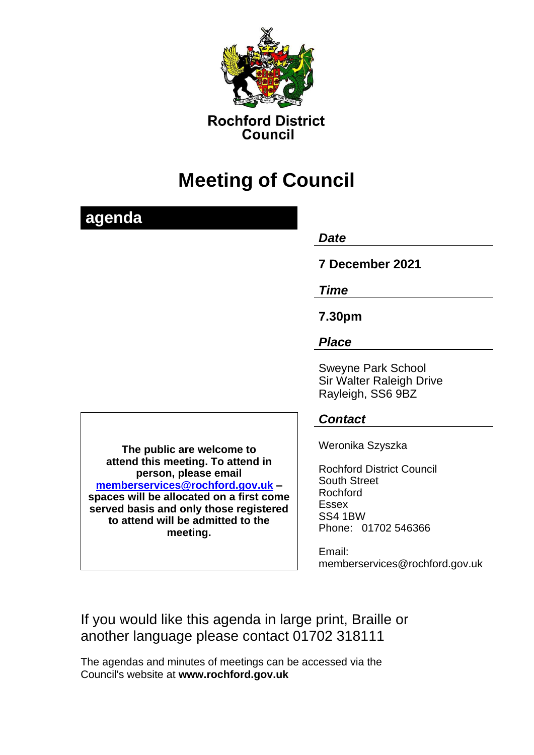**Rochford District Council**

# Meeting of Council

## agenda

***Date***

**7 December 2021**

***Time***

**7.30pm**

***Place***

Sweyne Park School
Sir Walter Raleigh Drive
Rayleigh, SS6 9BZ

***Contact***

Weronika Szyszka

Rochford District Council
South Street
Rochford
Essex
SS4 1BW
Phone: 01702 546366

Email:
memberservices@rochford.gov.uk

**The public are welcome to attend this meeting. To attend in person, please email memberservices@rochford.gov.uk – spaces will be allocated on a first come served basis and only those registered to attend will be admitted to the meeting.**

If you would like this agenda in large print, Braille or another language please contact 01702 318111

The agendas and minutes of meetings can be accessed via the Council's website at **www.rochford.gov.uk**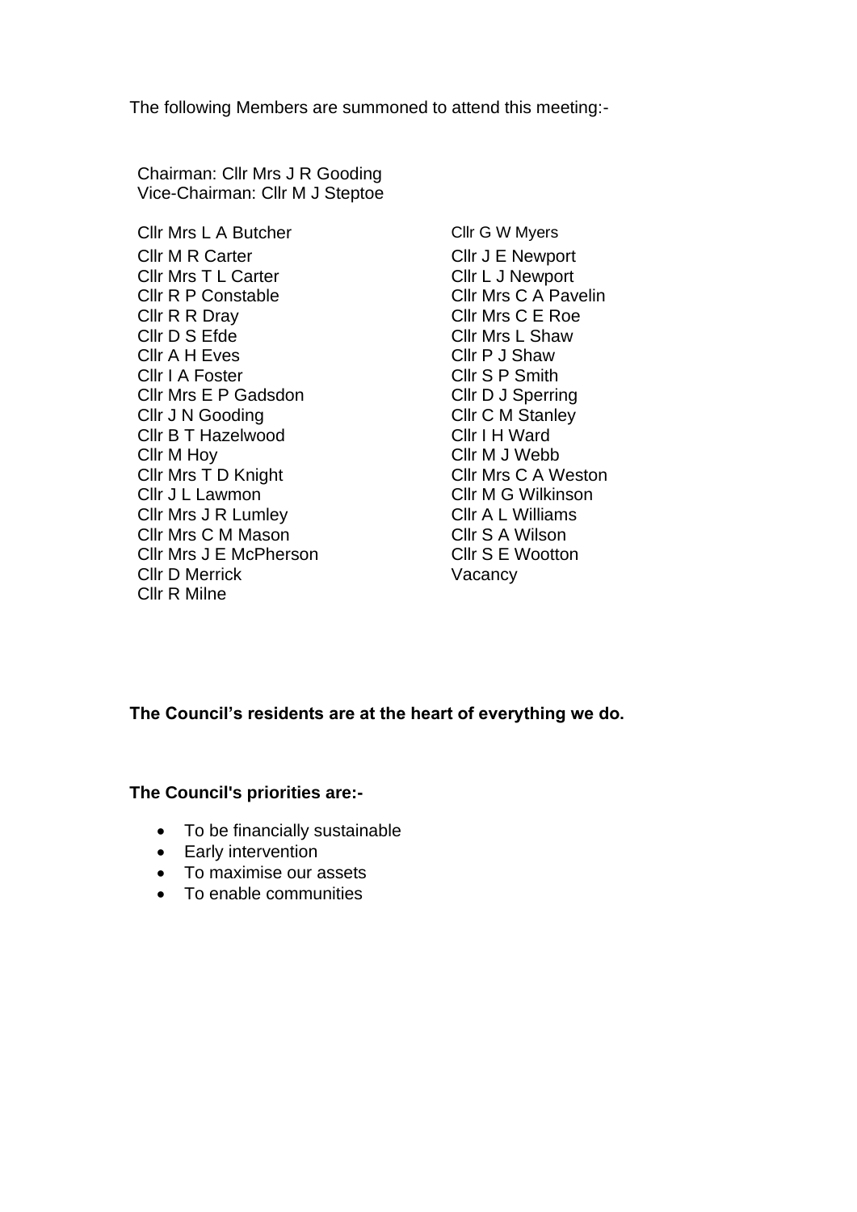The following Members are summoned to attend this meeting:-

Chairman: Cllr Mrs J R Gooding
Vice-Chairman: Cllr M J Steptoe

Cllr Mrs L A Butcher
Cllr M R Carter
Cllr Mrs T L Carter
Cllr R P Constable
Cllr R R Dray
Cllr D S Efde
Cllr A H Eves
Cllr I A Foster
Cllr Mrs E P Gadsdon
Cllr J N Gooding
Cllr B T Hazelwood
Cllr M Hoy
Cllr Mrs T D Knight
Cllr J L Lawmon
Cllr Mrs J R Lumley
Cllr Mrs C M Mason
Cllr Mrs J E McPherson
Cllr D Merrick
Cllr R Milne
Cllr G W Myers
Cllr J E Newport
Cllr L J Newport
Cllr Mrs C A Pavelin
Cllr Mrs C E Roe
Cllr Mrs L Shaw
Cllr P J Shaw
Cllr S P Smith
Cllr D J Sperring
Cllr C M Stanley
Cllr I H Ward
Cllr M J Webb
Cllr Mrs C A Weston
Cllr M G Wilkinson
Cllr A L Williams
Cllr S A Wilson
Cllr S E Wootton
Vacancy

**The Council's residents are at the heart of everything we do.**

**The Council's priorities are:-**

- To be financially sustainable
- Early intervention
- To maximise our assets
- To enable communities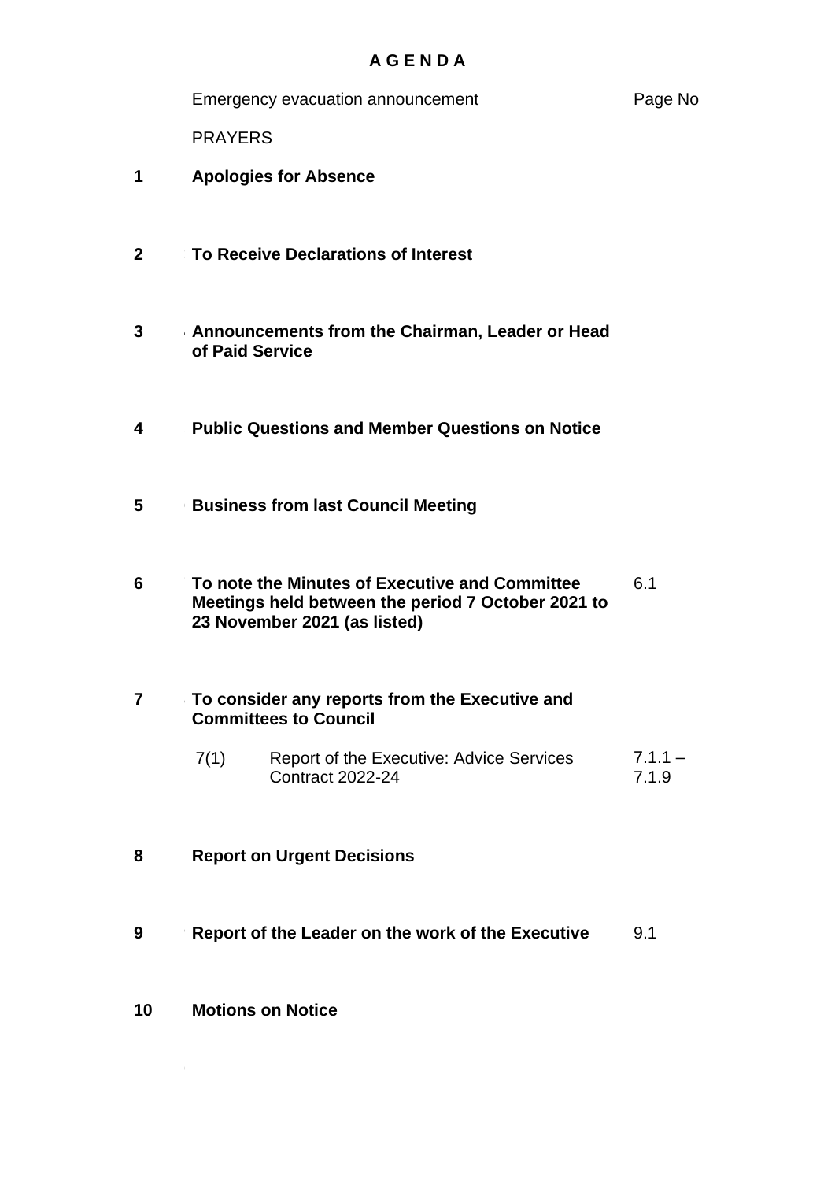# A G E N D A

| | | Page No |
|---|---|---|
| | Emergency evacuation announcement | |
| | PRAYERS | |
| **1** | **Apologies for Absence** | |
| **2** | **To Receive Declarations of Interest** | |
| **3** | **Announcements from the Chairman, Leader or Head of Paid Service** | |
| **4** | **Public Questions and Member Questions on Notice** | |
| **5** | **Business from last Council Meeting** | |
| **6** | **To note the Minutes of Executive and Committee Meetings held between the period 7 October 2021 to 23 November 2021 (as listed)** | 6.1 |
| **7** | **To consider any reports from the Executive and Committees to Council** | |
| | 7(1) Report of the Executive: Advice Services Contract 2022-24 | 7.1.1 – 7.1.9 |
| **8** | **Report on Urgent Decisions** | |
| **9** | **Report of the Leader on the work of the Executive** | 9.1 |
| **10** | **Motions on Notice** | |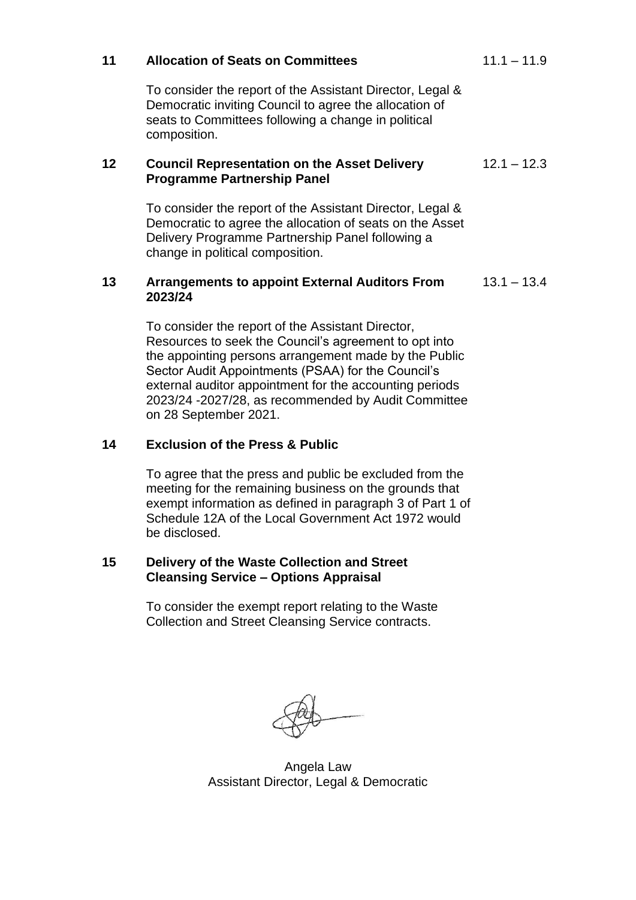**11 Allocation of Seats on Committees** 11.1 – 11.9

To consider the report of the Assistant Director, Legal & Democratic inviting Council to agree the allocation of seats to Committees following a change in political composition.

**12 Council Representation on the Asset Delivery Programme Partnership Panel** 12.1 – 12.3

To consider the report of the Assistant Director, Legal & Democratic to agree the allocation of seats on the Asset Delivery Programme Partnership Panel following a change in political composition.

**13 Arrangements to appoint External Auditors From 2023/24** 13.1 – 13.4

To consider the report of the Assistant Director, Resources to seek the Council's agreement to opt into the appointing persons arrangement made by the Public Sector Audit Appointments (PSAA) for the Council's external auditor appointment for the accounting periods 2023/24 -2027/28, as recommended by Audit Committee on 28 September 2021.

**14 Exclusion of the Press & Public**

To agree that the press and public be excluded from the meeting for the remaining business on the grounds that exempt information as defined in paragraph 3 of Part 1 of Schedule 12A of the Local Government Act 1972 would be disclosed.

**15 Delivery of the Waste Collection and Street Cleansing Service – Options Appraisal**

To consider the exempt report relating to the Waste Collection and Street Cleansing Service contracts.

Angela Law
Assistant Director, Legal & Democratic